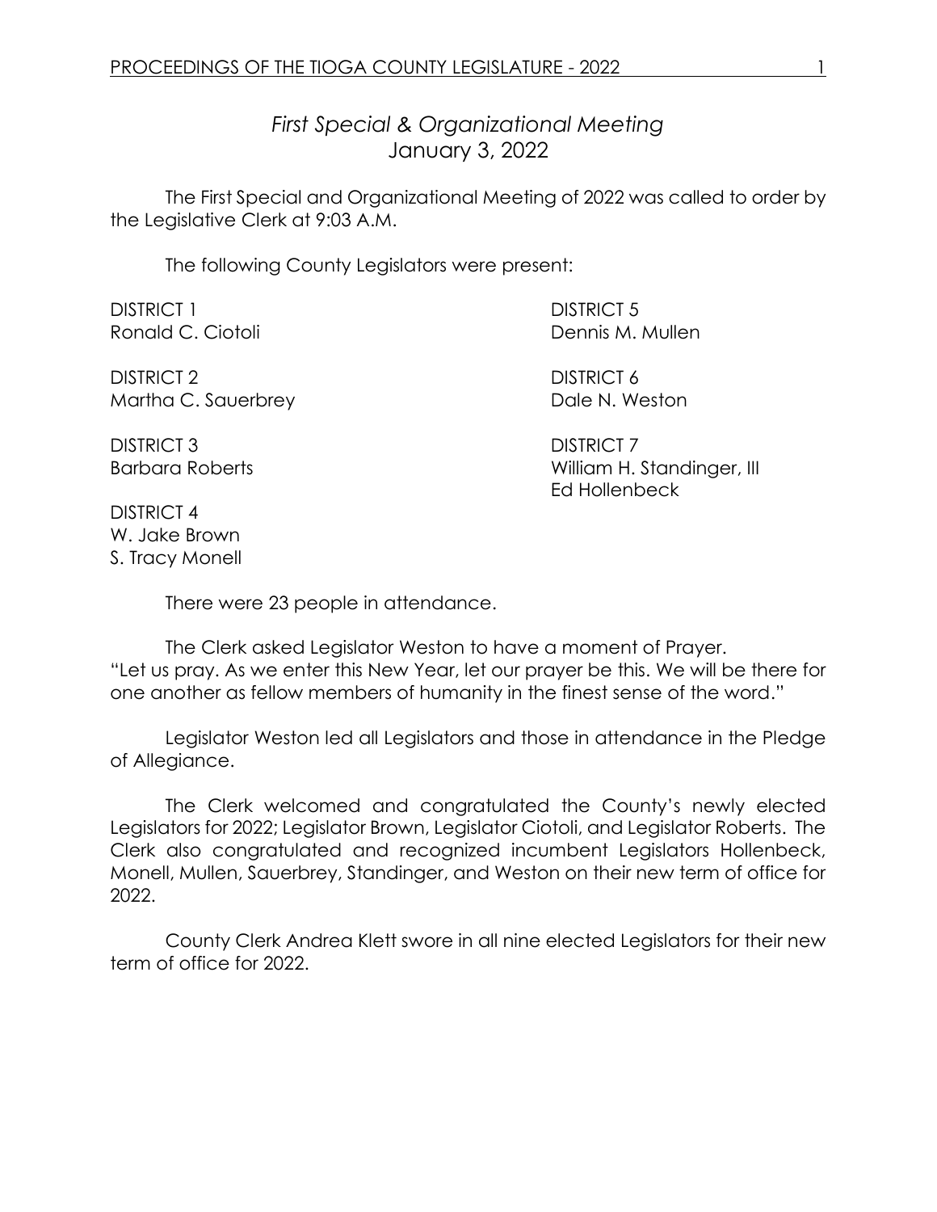*First Special & Organizational Meeting*
January 3, 2022

The First Special and Organizational Meeting of 2022 was called to order by the Legislative Clerk at 9:03 A.M.

The following County Legislators were present:

DISTRICT 1
Ronald C. Ciotoli

DISTRICT 2
Martha C. Sauerbrey

DISTRICT 3
Barbara Roberts

DISTRICT 4
W. Jake Brown
S. Tracy Monell

DISTRICT 5
Dennis M. Mullen

DISTRICT 6
Dale N. Weston

DISTRICT 7
William H. Standinger, III
Ed Hollenbeck

There were 23 people in attendance.

The Clerk asked Legislator Weston to have a moment of Prayer. "Let us pray. As we enter this New Year, let our prayer be this. We will be there for one another as fellow members of humanity in the finest sense of the word."

Legislator Weston led all Legislators and those in attendance in the Pledge of Allegiance.

The Clerk welcomed and congratulated the County's newly elected Legislators for 2022; Legislator Brown, Legislator Ciotoli, and Legislator Roberts. The Clerk also congratulated and recognized incumbent Legislators Hollenbeck, Monell, Mullen, Sauerbrey, Standinger, and Weston on their new term of office for 2022.

County Clerk Andrea Klett swore in all nine elected Legislators for their new term of office for 2022.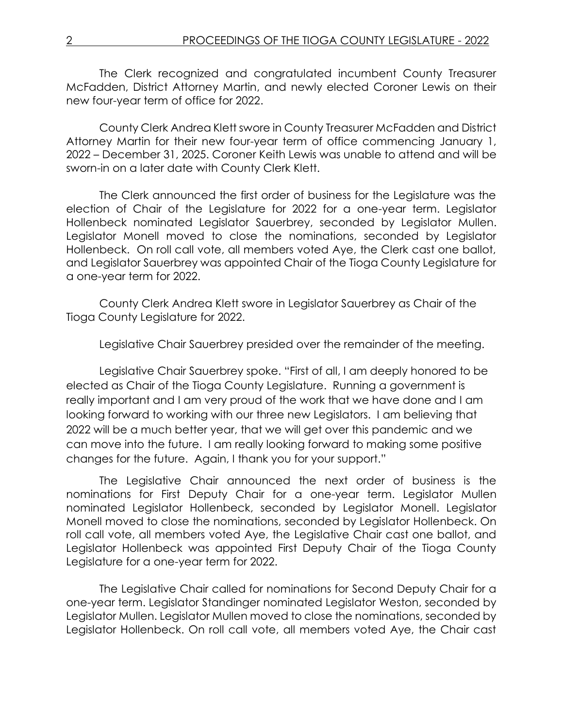The Clerk recognized and congratulated incumbent County Treasurer McFadden, District Attorney Martin, and newly elected Coroner Lewis on their new four-year term of office for 2022.

County Clerk Andrea Klett swore in County Treasurer McFadden and District Attorney Martin for their new four-year term of office commencing January 1, 2022 – December 31, 2025. Coroner Keith Lewis was unable to attend and will be sworn-in on a later date with County Clerk Klett.

The Clerk announced the first order of business for the Legislature was the election of Chair of the Legislature for 2022 for a one-year term. Legislator Hollenbeck nominated Legislator Sauerbrey, seconded by Legislator Mullen. Legislator Monell moved to close the nominations, seconded by Legislator Hollenbeck. On roll call vote, all members voted Aye, the Clerk cast one ballot, and Legislator Sauerbrey was appointed Chair of the Tioga County Legislature for a one-year term for 2022.

County Clerk Andrea Klett swore in Legislator Sauerbrey as Chair of the Tioga County Legislature for 2022.

Legislative Chair Sauerbrey presided over the remainder of the meeting.

Legislative Chair Sauerbrey spoke. "First of all, I am deeply honored to be elected as Chair of the Tioga County Legislature. Running a government is really important and I am very proud of the work that we have done and I am looking forward to working with our three new Legislators. I am believing that 2022 will be a much better year, that we will get over this pandemic and we can move into the future. I am really looking forward to making some positive changes for the future. Again, I thank you for your support."

The Legislative Chair announced the next order of business is the nominations for First Deputy Chair for a one-year term. Legislator Mullen nominated Legislator Hollenbeck, seconded by Legislator Monell. Legislator Monell moved to close the nominations, seconded by Legislator Hollenbeck. On roll call vote, all members voted Aye, the Legislative Chair cast one ballot, and Legislator Hollenbeck was appointed First Deputy Chair of the Tioga County Legislature for a one-year term for 2022.

The Legislative Chair called for nominations for Second Deputy Chair for a one-year term. Legislator Standinger nominated Legislator Weston, seconded by Legislator Mullen. Legislator Mullen moved to close the nominations, seconded by Legislator Hollenbeck. On roll call vote, all members voted Aye, the Chair cast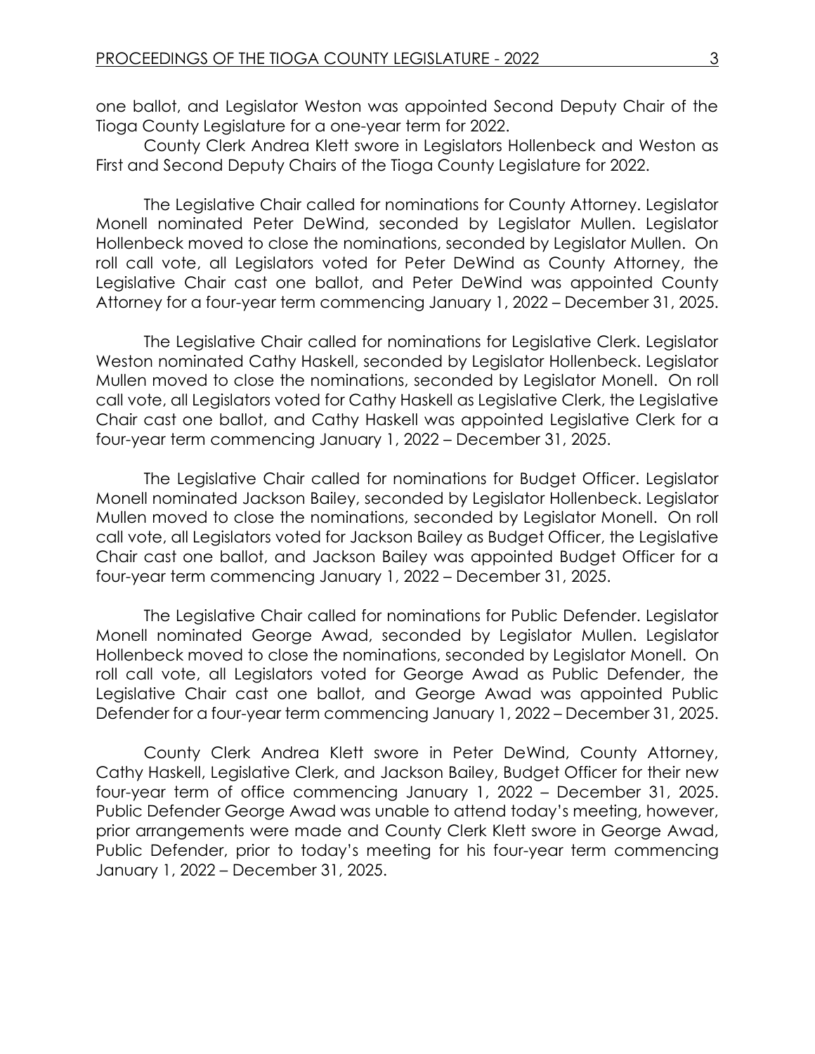one ballot, and Legislator Weston was appointed Second Deputy Chair of the Tioga County Legislature for a one-year term for 2022.

County Clerk Andrea Klett swore in Legislators Hollenbeck and Weston as First and Second Deputy Chairs of the Tioga County Legislature for 2022.

The Legislative Chair called for nominations for County Attorney. Legislator Monell nominated Peter DeWind, seconded by Legislator Mullen. Legislator Hollenbeck moved to close the nominations, seconded by Legislator Mullen. On roll call vote, all Legislators voted for Peter DeWind as County Attorney, the Legislative Chair cast one ballot, and Peter DeWind was appointed County Attorney for a four-year term commencing January 1, 2022 – December 31, 2025.

The Legislative Chair called for nominations for Legislative Clerk. Legislator Weston nominated Cathy Haskell, seconded by Legislator Hollenbeck. Legislator Mullen moved to close the nominations, seconded by Legislator Monell. On roll call vote, all Legislators voted for Cathy Haskell as Legislative Clerk, the Legislative Chair cast one ballot, and Cathy Haskell was appointed Legislative Clerk for a four-year term commencing January 1, 2022 – December 31, 2025.

The Legislative Chair called for nominations for Budget Officer. Legislator Monell nominated Jackson Bailey, seconded by Legislator Hollenbeck. Legislator Mullen moved to close the nominations, seconded by Legislator Monell. On roll call vote, all Legislators voted for Jackson Bailey as Budget Officer, the Legislative Chair cast one ballot, and Jackson Bailey was appointed Budget Officer for a four-year term commencing January 1, 2022 – December 31, 2025.

The Legislative Chair called for nominations for Public Defender. Legislator Monell nominated George Awad, seconded by Legislator Mullen. Legislator Hollenbeck moved to close the nominations, seconded by Legislator Monell. On roll call vote, all Legislators voted for George Awad as Public Defender, the Legislative Chair cast one ballot, and George Awad was appointed Public Defender for a four-year term commencing January 1, 2022 – December 31, 2025.

County Clerk Andrea Klett swore in Peter DeWind, County Attorney, Cathy Haskell, Legislative Clerk, and Jackson Bailey, Budget Officer for their new four-year term of office commencing January 1, 2022 – December 31, 2025. Public Defender George Awad was unable to attend today's meeting, however, prior arrangements were made and County Clerk Klett swore in George Awad, Public Defender, prior to today's meeting for his four-year term commencing January 1, 2022 – December 31, 2025.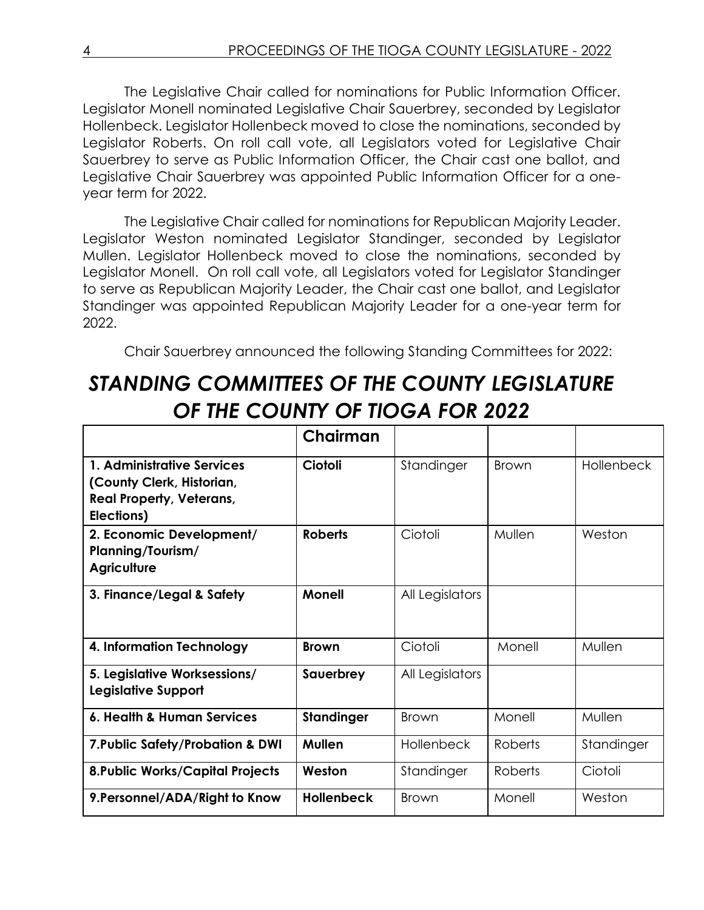The Legislative Chair called for nominations for Public Information Officer. Legislator Monell nominated Legislative Chair Sauerbrey, seconded by Legislator Hollenbeck. Legislator Hollenbeck moved to close the nominations, seconded by Legislator Roberts. On roll call vote, all Legislators voted for Legislative Chair Sauerbrey to serve as Public Information Officer, the Chair cast one ballot, and Legislative Chair Sauerbrey was appointed Public Information Officer for a one-year term for 2022.

The Legislative Chair called for nominations for Republican Majority Leader. Legislator Weston nominated Legislator Standinger, seconded by Legislator Mullen. Legislator Hollenbeck moved to close the nominations, seconded by Legislator Monell. On roll call vote, all Legislators voted for Legislator Standinger to serve as Republican Majority Leader, the Chair cast one ballot, and Legislator Standinger was appointed Republican Majority Leader for a one-year term for 2022.

Chair Sauerbrey announced the following Standing Committees for 2022:

# *STANDING COMMITTEES OF THE COUNTY LEGISLATURE OF THE COUNTY OF TIOGA FOR 2022*

| | **Chairman** | | | |
|---|---|---|---|---|
| **1. Administrative Services (County Clerk, Historian, Real Property, Veterans, Elections)** | **Ciotoli** | Standinger | Brown | Hollenbeck |
| **2. Economic Development/ Planning/Tourism/ Agriculture** | **Roberts** | Ciotoli | Mullen | Weston |
| **3. Finance/Legal & Safety** | **Monell** | All Legislators | | |
| **4. Information Technology** | **Brown** | Ciotoli | Monell | Mullen |
| **5. Legislative Worksessions/ Legislative Support** | **Sauerbrey** | All Legislators | | |
| **6. Health & Human Services** | **Standinger** | Brown | Monell | Mullen |
| **7.Public Safety/Probation & DWI** | **Mullen** | Hollenbeck | Roberts | Standinger |
| **8.Public Works/Capital Projects** | **Weston** | Standinger | Roberts | Ciotoli |
| **9.Personnel/ADA/Right to Know** | **Hollenbeck** | Brown | Monell | Weston |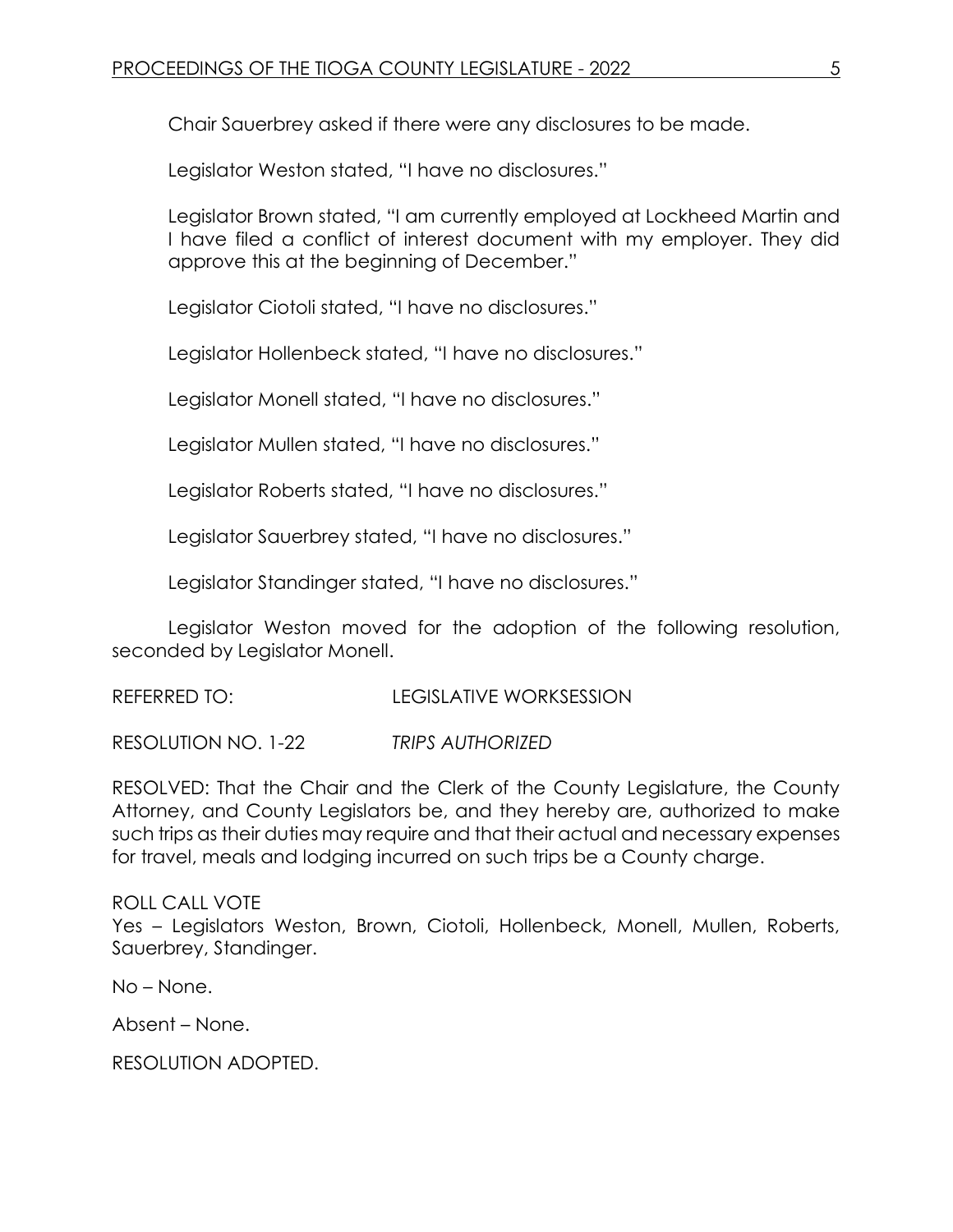Chair Sauerbrey asked if there were any disclosures to be made.

Legislator Weston stated, "I have no disclosures."

Legislator Brown stated, "I am currently employed at Lockheed Martin and I have filed a conflict of interest document with my employer. They did approve this at the beginning of December."

Legislator Ciotoli stated, "I have no disclosures."

Legislator Hollenbeck stated, "I have no disclosures."

Legislator Monell stated, "I have no disclosures."

Legislator Mullen stated, "I have no disclosures."

Legislator Roberts stated, "I have no disclosures."

Legislator Sauerbrey stated, "I have no disclosures."

Legislator Standinger stated, "I have no disclosures."

Legislator Weston moved for the adoption of the following resolution, seconded by Legislator Monell.

REFERRED TO: LEGISLATIVE WORKSESSION

RESOLUTION NO. 1-22 *TRIPS AUTHORIZED*

RESOLVED: That the Chair and the Clerk of the County Legislature, the County Attorney, and County Legislators be, and they hereby are, authorized to make such trips as their duties may require and that their actual and necessary expenses for travel, meals and lodging incurred on such trips be a County charge.

ROLL CALL VOTE
Yes – Legislators Weston, Brown, Ciotoli, Hollenbeck, Monell, Mullen, Roberts, Sauerbrey, Standinger.

No – None.

Absent – None.

RESOLUTION ADOPTED.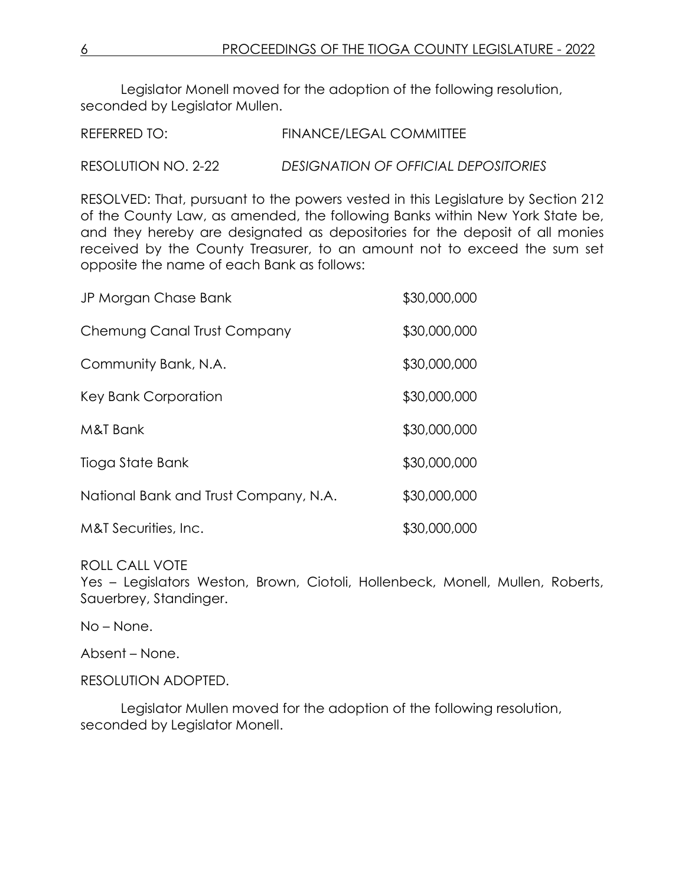Legislator Monell moved for the adoption of the following resolution, seconded by Legislator Mullen.

REFERRED TO: FINANCE/LEGAL COMMITTEE

RESOLUTION NO. 2-22 *DESIGNATION OF OFFICIAL DEPOSITORIES*

RESOLVED: That, pursuant to the powers vested in this Legislature by Section 212 of the County Law, as amended, the following Banks within New York State be, and they hereby are designated as depositories for the deposit of all monies received by the County Treasurer, to an amount not to exceed the sum set opposite the name of each Bank as follows:

| | |
|---|---|
| JP Morgan Chase Bank | $30,000,000 |
| Chemung Canal Trust Company | $30,000,000 |
| Community Bank, N.A. | $30,000,000 |
| Key Bank Corporation | $30,000,000 |
| M&T Bank | $30,000,000 |
| Tioga State Bank | $30,000,000 |
| National Bank and Trust Company, N.A. | $30,000,000 |
| M&T Securities, Inc. | $30,000,000 |

ROLL CALL VOTE
Yes – Legislators Weston, Brown, Ciotoli, Hollenbeck, Monell, Mullen, Roberts, Sauerbrey, Standinger.

No – None.

Absent – None.

RESOLUTION ADOPTED.

Legislator Mullen moved for the adoption of the following resolution, seconded by Legislator Monell.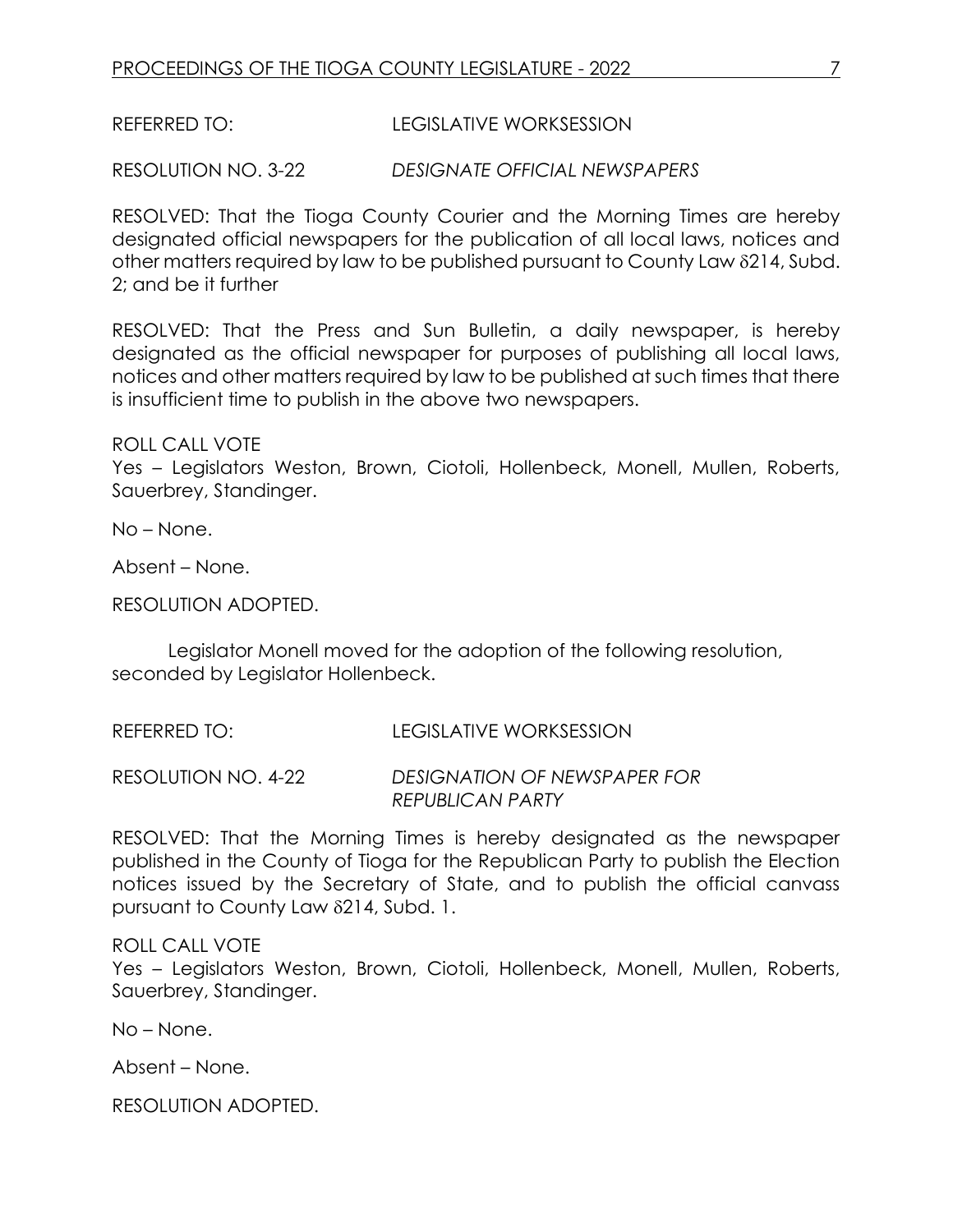REFERRED TO: LEGISLATIVE WORKSESSION

RESOLUTION NO. 3-22 *DESIGNATE OFFICIAL NEWSPAPERS*

RESOLVED: That the Tioga County Courier and the Morning Times are hereby designated official newspapers for the publication of all local laws, notices and other matters required by law to be published pursuant to County Law δ214, Subd. 2; and be it further

RESOLVED: That the Press and Sun Bulletin, a daily newspaper, is hereby designated as the official newspaper for purposes of publishing all local laws, notices and other matters required by law to be published at such times that there is insufficient time to publish in the above two newspapers.

ROLL CALL VOTE
Yes – Legislators Weston, Brown, Ciotoli, Hollenbeck, Monell, Mullen, Roberts, Sauerbrey, Standinger.

No – None.

Absent – None.

RESOLUTION ADOPTED.

Legislator Monell moved for the adoption of the following resolution, seconded by Legislator Hollenbeck.

REFERRED TO: LEGISLATIVE WORKSESSION

RESOLUTION NO. 4-22 *DESIGNATION OF NEWSPAPER FOR REPUBLICAN PARTY*

RESOLVED: That the Morning Times is hereby designated as the newspaper published in the County of Tioga for the Republican Party to publish the Election notices issued by the Secretary of State, and to publish the official canvass pursuant to County Law δ214, Subd. 1.

ROLL CALL VOTE
Yes – Legislators Weston, Brown, Ciotoli, Hollenbeck, Monell, Mullen, Roberts, Sauerbrey, Standinger.

No – None.

Absent – None.

RESOLUTION ADOPTED.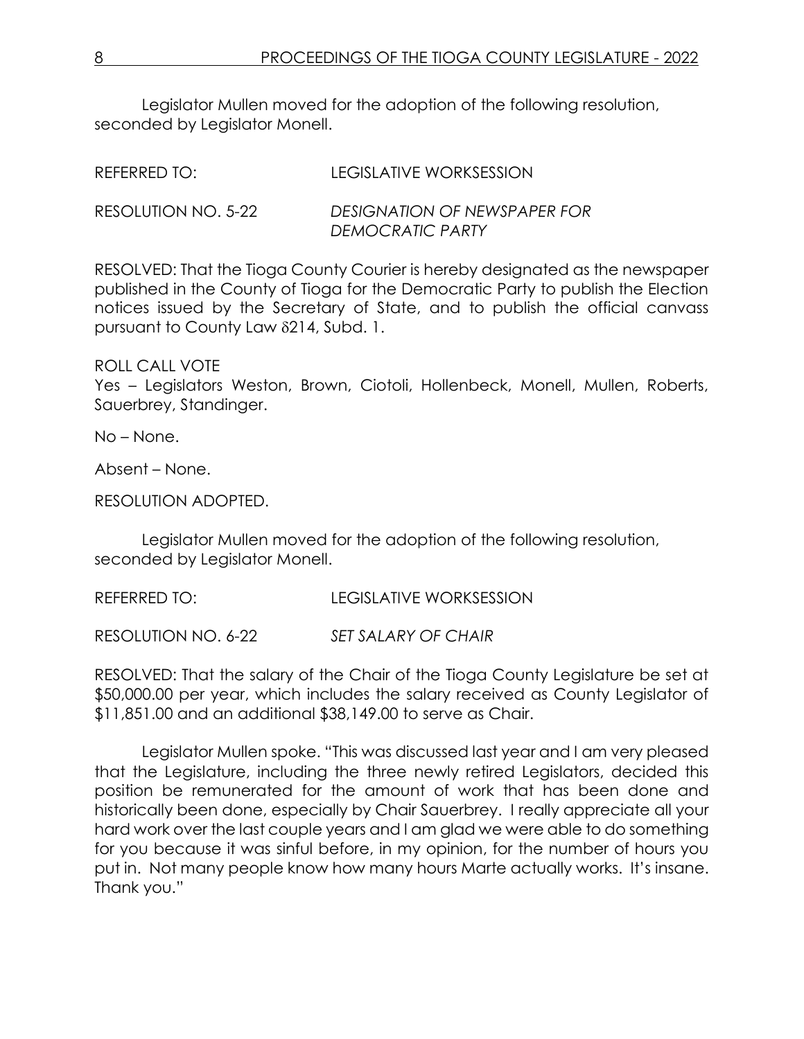Legislator Mullen moved for the adoption of the following resolution, seconded by Legislator Monell.

REFERRED TO: LEGISLATIVE WORKSESSION

RESOLUTION NO. 5-22 *DESIGNATION OF NEWSPAPER FOR DEMOCRATIC PARTY*

RESOLVED: That the Tioga County Courier is hereby designated as the newspaper published in the County of Tioga for the Democratic Party to publish the Election notices issued by the Secretary of State, and to publish the official canvass pursuant to County Law δ214, Subd. 1.

ROLL CALL VOTE
Yes – Legislators Weston, Brown, Ciotoli, Hollenbeck, Monell, Mullen, Roberts, Sauerbrey, Standinger.

No – None.

Absent – None.

RESOLUTION ADOPTED.

Legislator Mullen moved for the adoption of the following resolution, seconded by Legislator Monell.

REFERRED TO: LEGISLATIVE WORKSESSION

RESOLUTION NO. 6-22 *SET SALARY OF CHAIR*

RESOLVED: That the salary of the Chair of the Tioga County Legislature be set at $50,000.00 per year, which includes the salary received as County Legislator of $11,851.00 and an additional $38,149.00 to serve as Chair.

Legislator Mullen spoke. "This was discussed last year and I am very pleased that the Legislature, including the three newly retired Legislators, decided this position be remunerated for the amount of work that has been done and historically been done, especially by Chair Sauerbrey. I really appreciate all your hard work over the last couple years and I am glad we were able to do something for you because it was sinful before, in my opinion, for the number of hours you put in. Not many people know how many hours Marte actually works. It's insane. Thank you."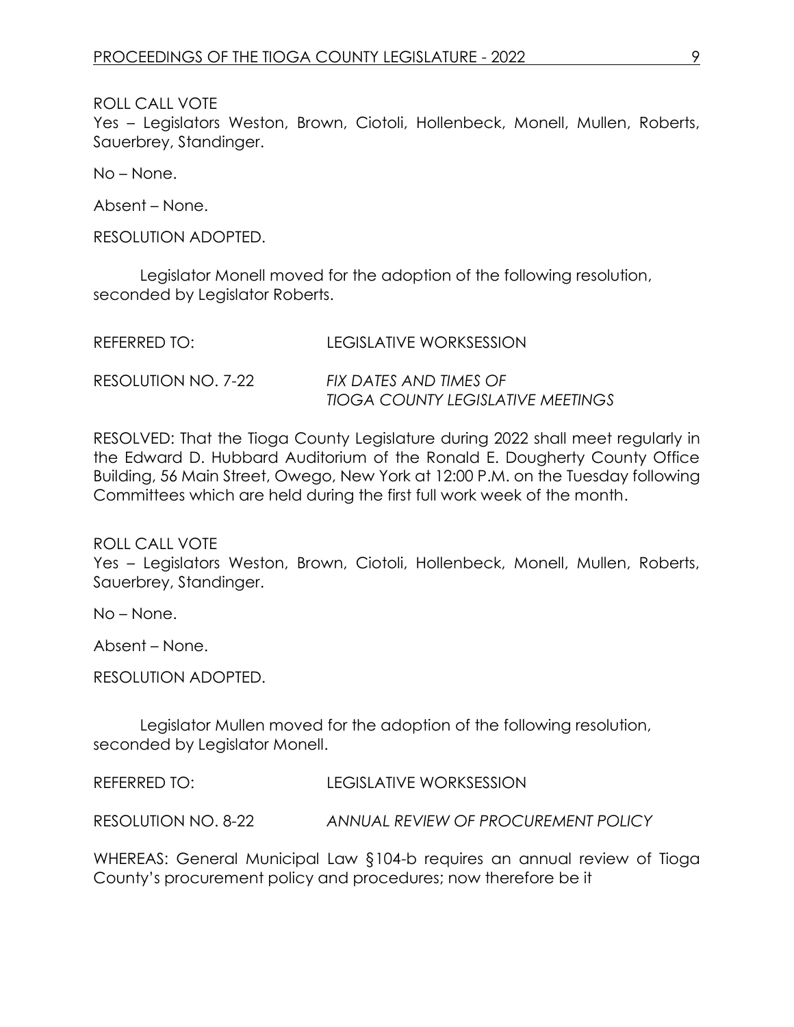ROLL CALL VOTE
Yes – Legislators Weston, Brown, Ciotoli, Hollenbeck, Monell, Mullen, Roberts, Sauerbrey, Standinger.

No – None.

Absent – None.

RESOLUTION ADOPTED.

Legislator Monell moved for the adoption of the following resolution, seconded by Legislator Roberts.

REFERRED TO: LEGISLATIVE WORKSESSION

RESOLUTION NO. 7-22 *FIX DATES AND TIMES OF TIOGA COUNTY LEGISLATIVE MEETINGS*

RESOLVED: That the Tioga County Legislature during 2022 shall meet regularly in the Edward D. Hubbard Auditorium of the Ronald E. Dougherty County Office Building, 56 Main Street, Owego, New York at 12:00 P.M. on the Tuesday following Committees which are held during the first full work week of the month.

ROLL CALL VOTE
Yes – Legislators Weston, Brown, Ciotoli, Hollenbeck, Monell, Mullen, Roberts, Sauerbrey, Standinger.

No – None.

Absent – None.

RESOLUTION ADOPTED.

Legislator Mullen moved for the adoption of the following resolution, seconded by Legislator Monell.

REFERRED TO: LEGISLATIVE WORKSESSION

RESOLUTION NO. 8-22 *ANNUAL REVIEW OF PROCUREMENT POLICY*

WHEREAS: General Municipal Law §104-b requires an annual review of Tioga County's procurement policy and procedures; now therefore be it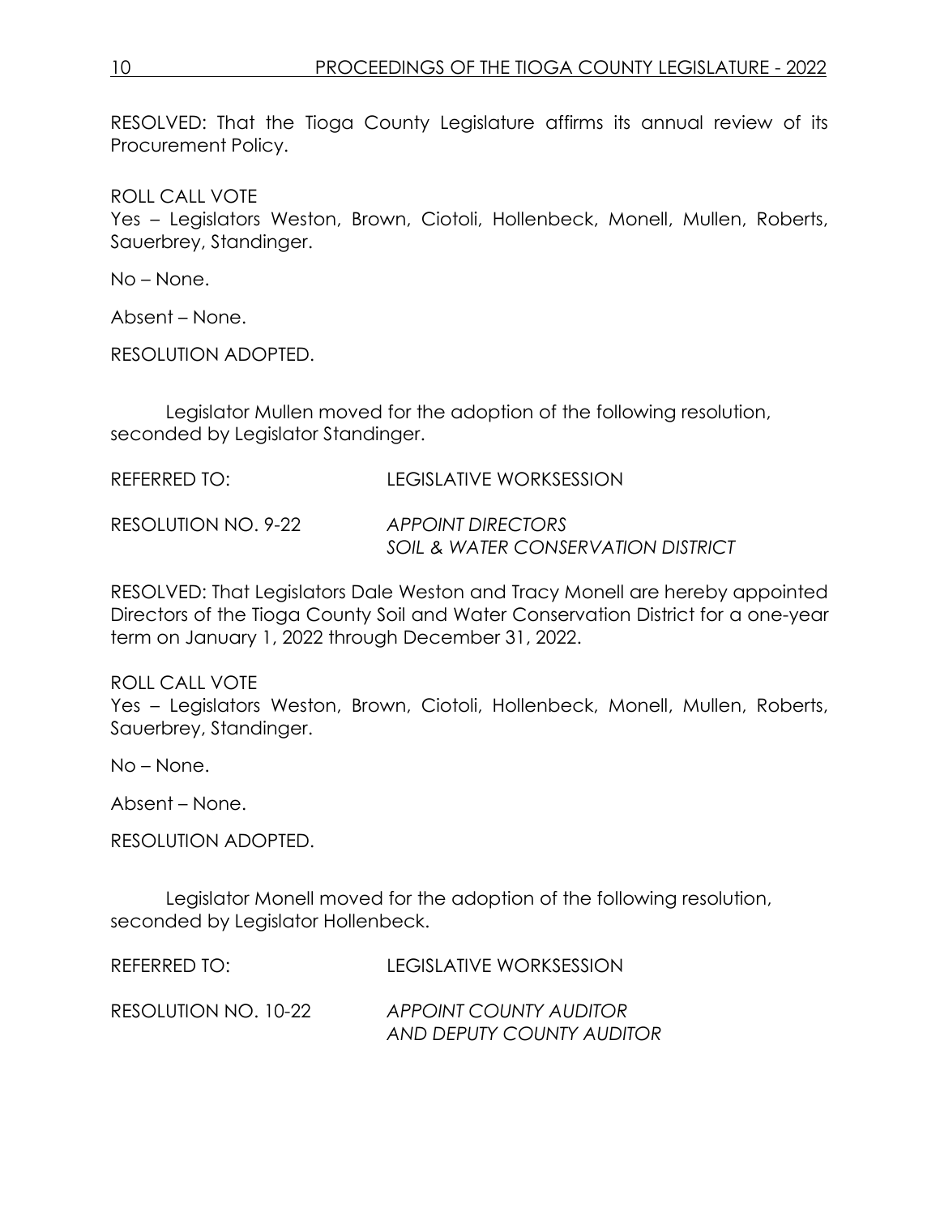RESOLVED: That the Tioga County Legislature affirms its annual review of its Procurement Policy.

ROLL CALL VOTE
Yes – Legislators Weston, Brown, Ciotoli, Hollenbeck, Monell, Mullen, Roberts, Sauerbrey, Standinger.

No – None.

Absent – None.

RESOLUTION ADOPTED.

Legislator Mullen moved for the adoption of the following resolution, seconded by Legislator Standinger.

REFERRED TO: LEGISLATIVE WORKSESSION

RESOLUTION NO. 9-22 *APPOINT DIRECTORS SOIL & WATER CONSERVATION DISTRICT*

RESOLVED: That Legislators Dale Weston and Tracy Monell are hereby appointed Directors of the Tioga County Soil and Water Conservation District for a one-year term on January 1, 2022 through December 31, 2022.

ROLL CALL VOTE
Yes – Legislators Weston, Brown, Ciotoli, Hollenbeck, Monell, Mullen, Roberts, Sauerbrey, Standinger.

No – None.

Absent – None.

RESOLUTION ADOPTED.

Legislator Monell moved for the adoption of the following resolution, seconded by Legislator Hollenbeck.

REFERRED TO: LEGISLATIVE WORKSESSION

RESOLUTION NO. 10-22 *APPOINT COUNTY AUDITOR AND DEPUTY COUNTY AUDITOR*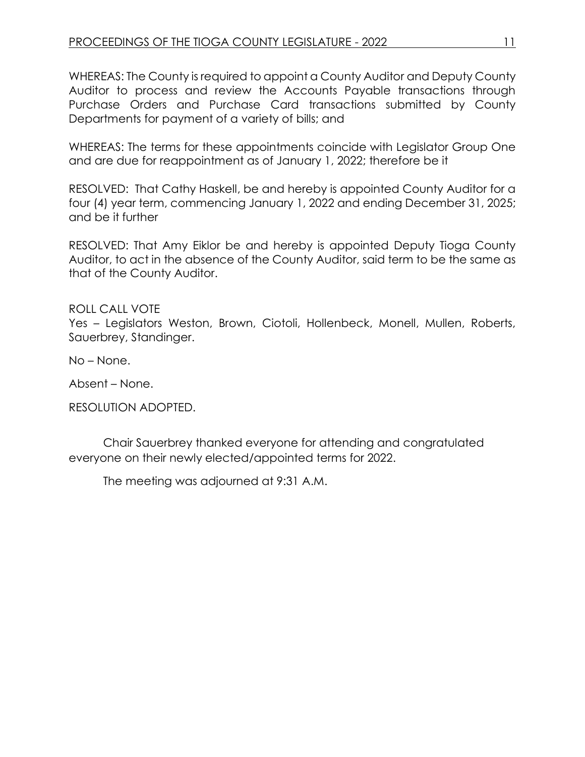WHEREAS: The County is required to appoint a County Auditor and Deputy County Auditor to process and review the Accounts Payable transactions through Purchase Orders and Purchase Card transactions submitted by County Departments for payment of a variety of bills; and

WHEREAS: The terms for these appointments coincide with Legislator Group One and are due for reappointment as of January 1, 2022; therefore be it

RESOLVED: That Cathy Haskell, be and hereby is appointed County Auditor for a four (4) year term, commencing January 1, 2022 and ending December 31, 2025; and be it further

RESOLVED: That Amy Eiklor be and hereby is appointed Deputy Tioga County Auditor, to act in the absence of the County Auditor, said term to be the same as that of the County Auditor.

ROLL CALL VOTE
Yes – Legislators Weston, Brown, Ciotoli, Hollenbeck, Monell, Mullen, Roberts, Sauerbrey, Standinger.

No – None.

Absent – None.

RESOLUTION ADOPTED.

Chair Sauerbrey thanked everyone for attending and congratulated everyone on their newly elected/appointed terms for 2022.

The meeting was adjourned at 9:31 A.M.